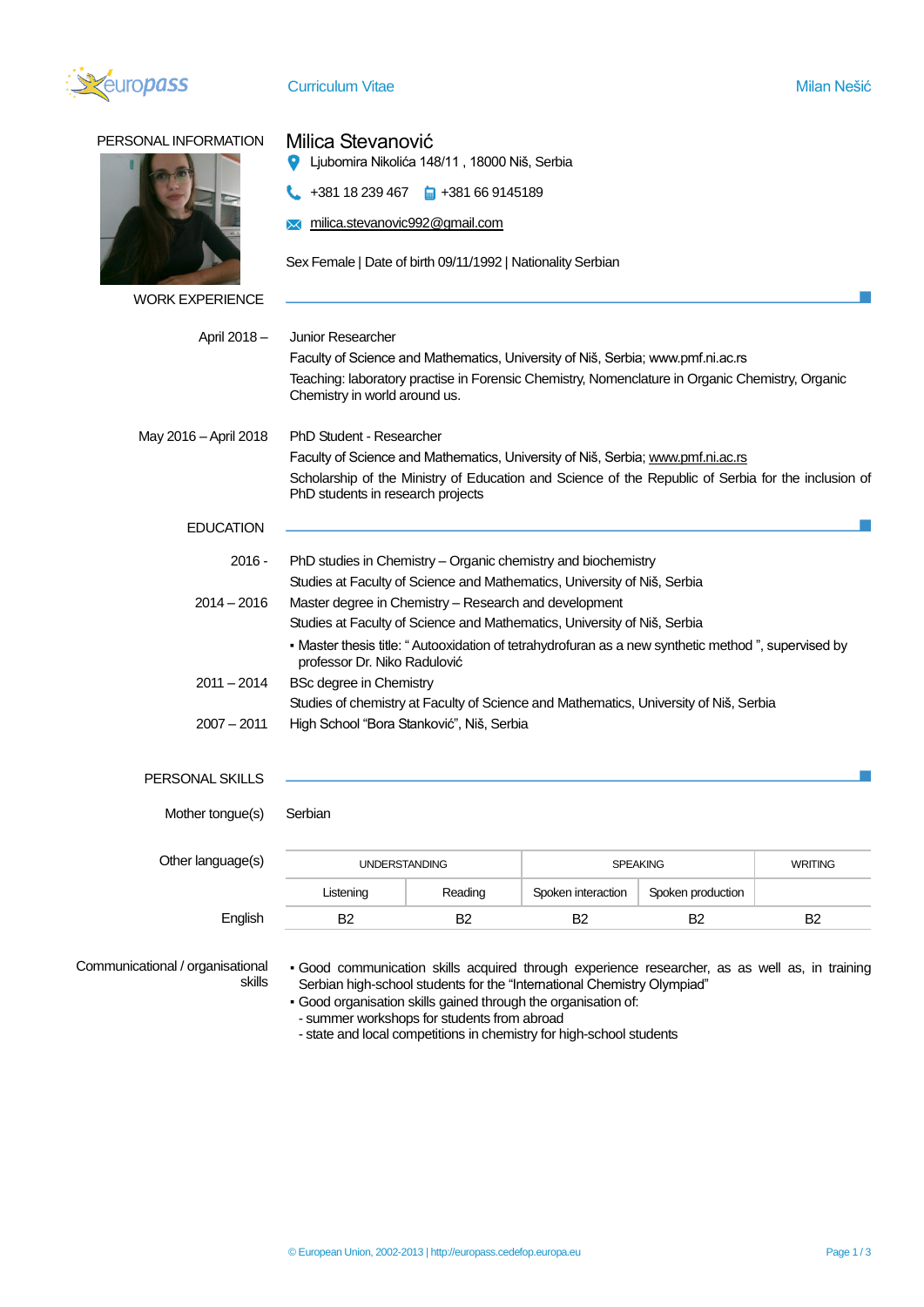# Curriculum Vitae

## PERSONAL INFORMATION

### Milica Stevanović

Ljubomira Nikolića 148/11 , 18000 Niš, Serbia

+381 18 239 467 | +381 66 9145189

milica.stevanovic992@gmail.com

Sex Female | Date of birth 09/11/1992 | Nationality Serbian

## WORK EXPERIENCE

**April 2018 –**

Junior Researcher

Faculty of Science and Mathematics, University of Niš, Serbia; www.pmf.ni.ac.rs

Teaching: laboratory practise in Forensic Chemistry, Nomenclature in Organic Chemistry, Organic Chemistry in world around us.

**May 2016 – April 2018**

PhD Student - Researcher

Faculty of Science and Mathematics, University of Niš, Serbia; www.pmf.ni.ac.rs

Scholarship of the Ministry of Education and Science of the Republic of Serbia for the inclusion of PhD students in research projects

## EDUCATION

**2016 -**

PhD studies in Chemistry – Organic chemistry and biochemistry

Studies at Faculty of Science and Mathematics, University of Niš, Serbia

**2014 – 2016**

Master degree in Chemistry – Research and development

Studies at Faculty of Science and Mathematics, University of Niš, Serbia

- Master thesis title: " Autooxidation of tetrahydrofuran as a new synthetic method ", supervised by professor Dr. Niko Radulović

**2011 – 2014**

BSc degree in Chemistry

Studies of chemistry at Faculty of Science and Mathematics, University of Niš, Serbia

**2007 – 2011**

High School "Bora Stanković", Niš, Serbia

## PERSONAL SKILLS

**Mother tongue(s)**: Serbian

**Other language(s)**

| | UNDERSTANDING | | SPEAKING | | WRITING |
|---|---|---|---|---|---|
| | Listening | Reading | Spoken interaction | Spoken production | |
| English | B2 | B2 | B2 | B2 | B2 |

**Communicational / organisational skills**

- Good communication skills acquired through experience researcher, as as well as, in training Serbian high-school students for the "International Chemistry Olympiad"
- Good organisation skills gained through the organisation of:
  - summer workshops for students from abroad
  - state and local competitions in chemistry for high-school students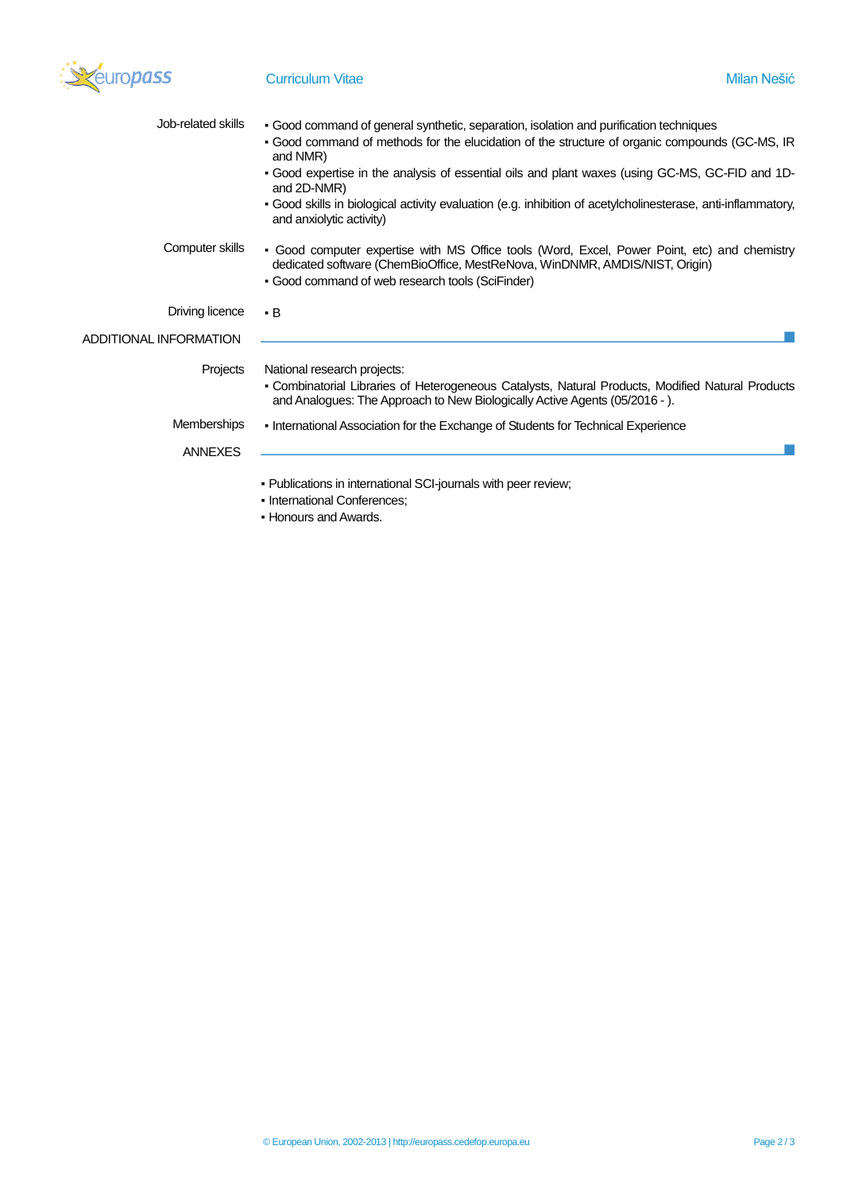**Job-related skills**

- Good command of general synthetic, separation, isolation and purification techniques
- Good command of methods for the elucidation of the structure of organic compounds (GC-MS, IR and NMR)
- Good expertise in the analysis of essential oils and plant waxes (using GC-MS, GC-FID and 1D- and 2D-NMR)
- Good skills in biological activity evaluation (e.g. inhibition of acetylcholinesterase, anti-inflammatory, and anxiolytic activity)

**Computer skills**

- Good computer expertise with MS Office tools (Word, Excel, Power Point, etc) and chemistry dedicated software (ChemBioOffice, MestReNova, WinDNMR, AMDIS/NIST, Origin)
- Good command of web research tools (SciFinder)

**Driving licence**

- B

## ADDITIONAL INFORMATION

**Projects**

National research projects:

- Combinatorial Libraries of Heterogeneous Catalysts, Natural Products, Modified Natural Products and Analogues: The Approach to New Biologically Active Agents (05/2016 - ).

**Memberships**

- International Association for the Exchange of Students for Technical Experience

## ANNEXES

- Publications in international SCI-journals with peer review;
- International Conferences;
- Honours and Awards.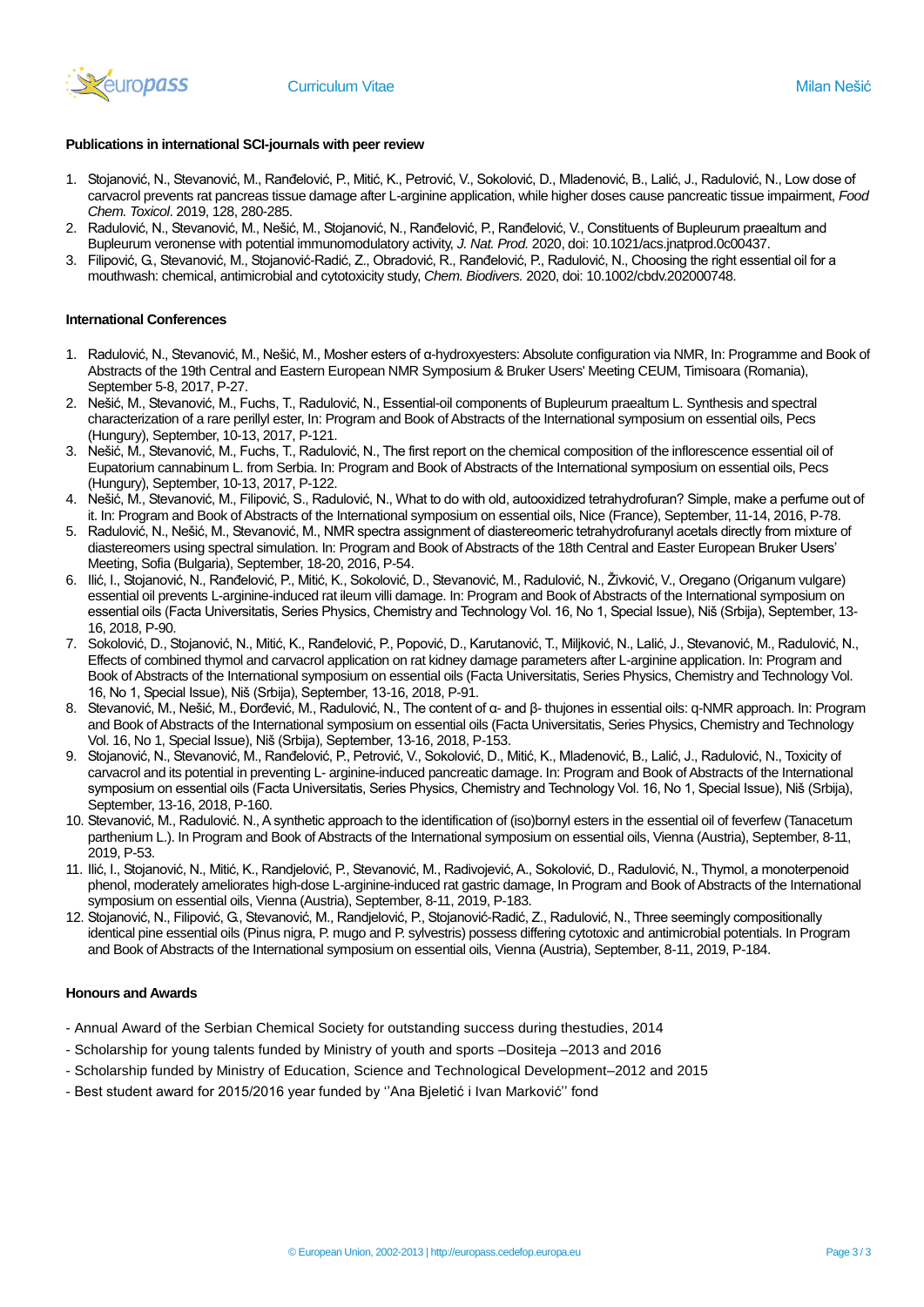**Publications in international SCI-journals with peer review**

1. Stojanović, N., Stevanović, M., Ranđelović, P., Mitić, K., Petrović, V., Sokolović, D., Mladenović, B., Lalić, J., Radulović, N., Low dose of carvacrol prevents rat pancreas tissue damage after L-arginine application, while higher doses cause pancreatic tissue impairment, *Food Chem. Toxicol*. 2019, 128, 280-285.
2. Radulović, N., Stevanović, M., Nešić, M., Stojanović, N., Ranđelović, P., Ranđelović, V., Constituents of Bupleurum praealtum and Bupleurum veronense with potential immunomodulatory activity, *J. Nat. Prod.* 2020, doi: 10.1021/acs.jnatprod.0c00437.
3. Filipović, G., Stevanović, M., Stojanović-Radić, Z., Obradović, R., Ranđelović, P., Radulović, N., Choosing the right essential oil for a mouthwash: chemical, antimicrobial and cytotoxicity study, *Chem. Biodivers.* 2020, doi: 10.1002/cbdv.202000748.

**International Conferences**

1. Radulović, N., Stevanović, M., Nešić, M., Mosher esters of α-hydroxyesters: Absolute configuration via NMR, In: Programme and Book of Abstracts of the 19th Central and Eastern European NMR Symposium & Bruker Users' Meeting CEUM, Timisoara (Romania), September 5-8, 2017, P-27.
2. Nešić, M., Stevanović, M., Fuchs, T., Radulović, N., Essential-oil components of Bupleurum praealtum L. Synthesis and spectral characterization of a rare perillyl ester, In: Program and Book of Abstracts of the International symposium on essential oils, Pecs (Hungury), September, 10-13, 2017, P-121.
3. Nešić, M., Stevanović, M., Fuchs, T., Radulović, N., The first report on the chemical composition of the inflorescence essential oil of Eupatorium cannabinum L. from Serbia. In: Program and Book of Abstracts of the International symposium on essential oils, Pecs (Hungury), September, 10-13, 2017, P-122.
4. Nešić, M., Stevanović, M., Filipović, S., Radulović, N., What to do with old, autooxidized tetrahydrofuran? Simple, make a perfume out of it. In: Program and Book of Abstracts of the International symposium on essential oils, Nice (France), September, 11-14, 2016, P-78.
5. Radulović, N., Nešić, M., Stevanović, M., NMR spectra assignment of diastereomeric tetrahydrofuranyl acetals directly from mixture of diastereomers using spectral simulation. In: Program and Book of Abstracts of the 18th Central and Easter European Bruker Users' Meeting, Sofia (Bulgaria), September, 18-20, 2016, P-54.
6. Ilić, I., Stojanović, N., Ranđelović, P., Mitić, K., Sokolović, D., Stevanović, M., Radulović, N., Živković, V., Oregano (Origanum vulgare) essential oil prevents L-arginine-induced rat ileum villi damage. In: Program and Book of Abstracts of the International symposium on essential oils (Facta Universitatis, Series Physics, Chemistry and Technology Vol. 16, No 1, Special Issue), Niš (Srbija), September, 13-16, 2018, P-90.
7. Sokolović, D., Stojanović, N., Mitić, K., Ranđelović, P., Popović, D., Karutanović, T., Miljković, N., Lalić, J., Stevanović, M., Radulović, N., Effects of combined thymol and carvacrol application on rat kidney damage parameters after L-arginine application. In: Program and Book of Abstracts of the International symposium on essential oils (Facta Universitatis, Series Physics, Chemistry and Technology Vol. 16, No 1, Special Issue), Niš (Srbija), September, 13-16, 2018, P-91.
8. Stevanović, M., Nešić, M., Đorđević, M., Radulović, N., The content of α- and β- thujones in essential oils: q-NMR approach. In: Program and Book of Abstracts of the International symposium on essential oils (Facta Universitatis, Series Physics, Chemistry and Technology Vol. 16, No 1, Special Issue), Niš (Srbija), September, 13-16, 2018, P-153.
9. Stojanović, N., Stevanović, M., Ranđelović, P., Petrović, V., Sokolović, D., Mitić, K., Mladenović, B., Lalić, J., Radulović, N., Toxicity of carvacrol and its potential in preventing L- arginine-induced pancreatic damage. In: Program and Book of Abstracts of the International symposium on essential oils (Facta Universitatis, Series Physics, Chemistry and Technology Vol. 16, No 1, Special Issue), Niš (Srbija), September, 13-16, 2018, P-160.
10. Stevanović, M., Radulović. N., A synthetic approach to the identification of (iso)bornyl esters in the essential oil of feverfew (Tanacetum parthenium L.). In Program and Book of Abstracts of the International symposium on essential oils, Vienna (Austria), September, 8-11, 2019, P-53.
11. Ilić, I., Stojanović, N., Mitić, K., Randjelović, P., Stevanović, M., Radivojević, A., Sokolović, D., Radulović, N., Thymol, a monoterpenoid phenol, moderately ameliorates high-dose L-arginine-induced rat gastric damage, In Program and Book of Abstracts of the International symposium on essential oils, Vienna (Austria), September, 8-11, 2019, P-183.
12. Stojanović, N., Filipović, G., Stevanović, M., Randjelović, P., Stojanović-Radić, Z., Radulović, N., Three seemingly compositionally identical pine essential oils (Pinus nigra, P. mugo and P. sylvestris) possess differing cytotoxic and antimicrobial potentials. In Program and Book of Abstracts of the International symposium on essential oils, Vienna (Austria), September, 8-11, 2019, P-184.

**Honours and Awards**

- Annual Award of the Serbian Chemical Society for outstanding success during thestudies, 2014
- Scholarship for young talents funded by Ministry of youth and sports –Dositeja –2013 and 2016
- Scholarship funded by Ministry of Education, Science and Technological Development–2012 and 2015
- Best student award for 2015/2016 year funded by ''Ana Bjeletić i Ivan Marković'' fond